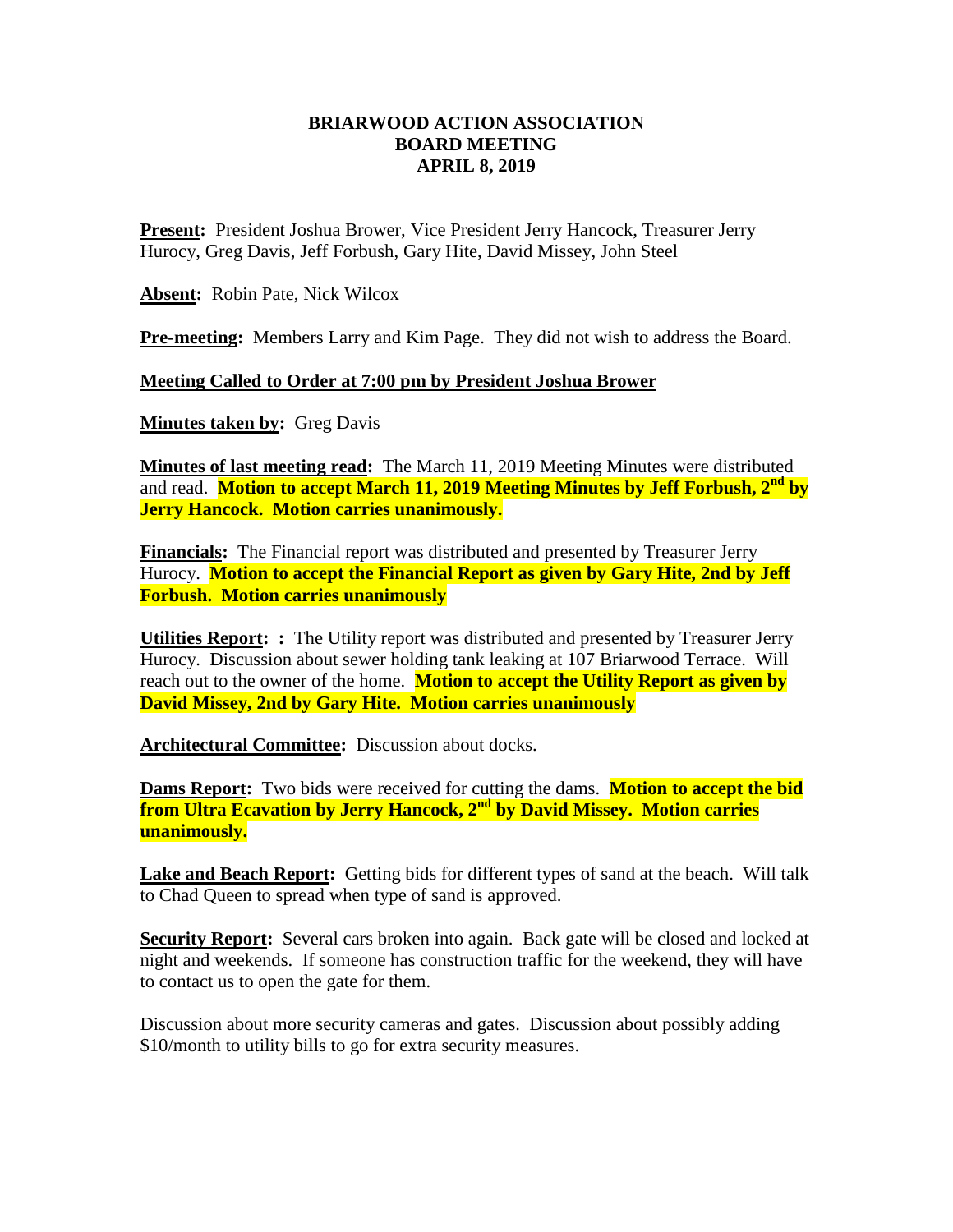# BRIARWOOD ACTION ASSOCIATION
## BOARD MEETING
## APRIL 8, 2019

**Present:** President Joshua Brower, Vice President Jerry Hancock, Treasurer Jerry Hurocy, Greg Davis, Jeff Forbush, Gary Hite, David Missey, John Steel

**Absent:** Robin Pate, Nick Wilcox

**Pre-meeting:** Members Larry and Kim Page. They did not wish to address the Board.

**Meeting Called to Order at 7:00 pm by President Joshua Brower**

**Minutes taken by:** Greg Davis

**Minutes of last meeting read:** The March 11, 2019 Meeting Minutes were distributed and read. **Motion to accept March 11, 2019 Meeting Minutes by Jeff Forbush, 2nd by Jerry Hancock. Motion carries unanimously.**

**Financials:** The Financial report was distributed and presented by Treasurer Jerry Hurocy. **Motion to accept the Financial Report as given by Gary Hite, 2nd by Jeff Forbush. Motion carries unanimously**

**Utilities Report:** : The Utility report was distributed and presented by Treasurer Jerry Hurocy. Discussion about sewer holding tank leaking at 107 Briarwood Terrace. Will reach out to the owner of the home. **Motion to accept the Utility Report as given by David Missey, 2nd by Gary Hite. Motion carries unanimously**

**Architectural Committee:** Discussion about docks.

**Dams Report:** Two bids were received for cutting the dams. **Motion to accept the bid from Ultra Ecavation by Jerry Hancock, 2nd by David Missey. Motion carries unanimously.**

**Lake and Beach Report:** Getting bids for different types of sand at the beach. Will talk to Chad Queen to spread when type of sand is approved.

**Security Report:** Several cars broken into again. Back gate will be closed and locked at night and weekends. If someone has construction traffic for the weekend, they will have to contact us to open the gate for them.

Discussion about more security cameras and gates. Discussion about possibly adding $10/month to utility bills to go for extra security measures.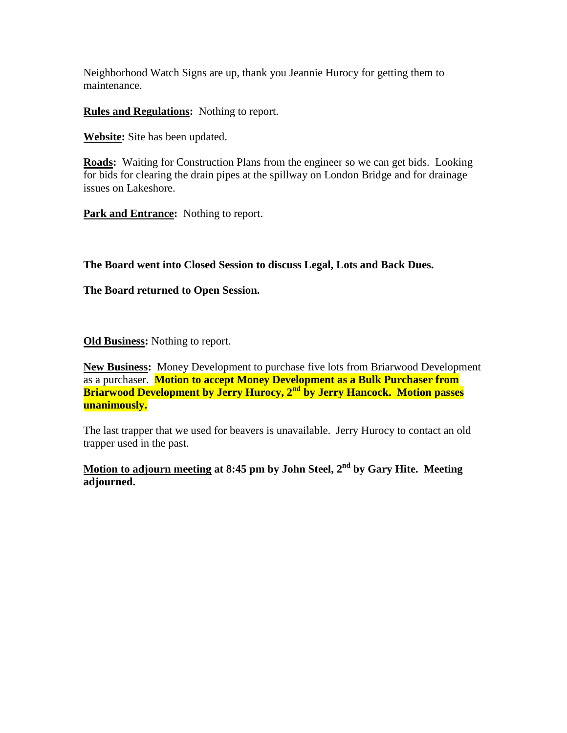Neighborhood Watch Signs are up, thank you Jeannie Hurocy for getting them to maintenance.

**Rules and Regulations:** Nothing to report.

**Website:** Site has been updated.

**Roads:** Waiting for Construction Plans from the engineer so we can get bids. Looking for bids for clearing the drain pipes at the spillway on London Bridge and for drainage issues on Lakeshore.

**Park and Entrance:** Nothing to report.

**The Board went into Closed Session to discuss Legal, Lots and Back Dues.**

**The Board returned to Open Session.**

**Old Business:** Nothing to report.

**New Business:** Money Development to purchase five lots from Briarwood Development as a purchaser. **Motion to accept Money Development as a Bulk Purchaser from Briarwood Development by Jerry Hurocy, 2nd by Jerry Hancock. Motion passes unanimously.**

The last trapper that we used for beavers is unavailable. Jerry Hurocy to contact an old trapper used in the past.

**Motion to adjourn meeting at 8:45 pm by John Steel, 2nd by Gary Hite. Meeting adjourned.**